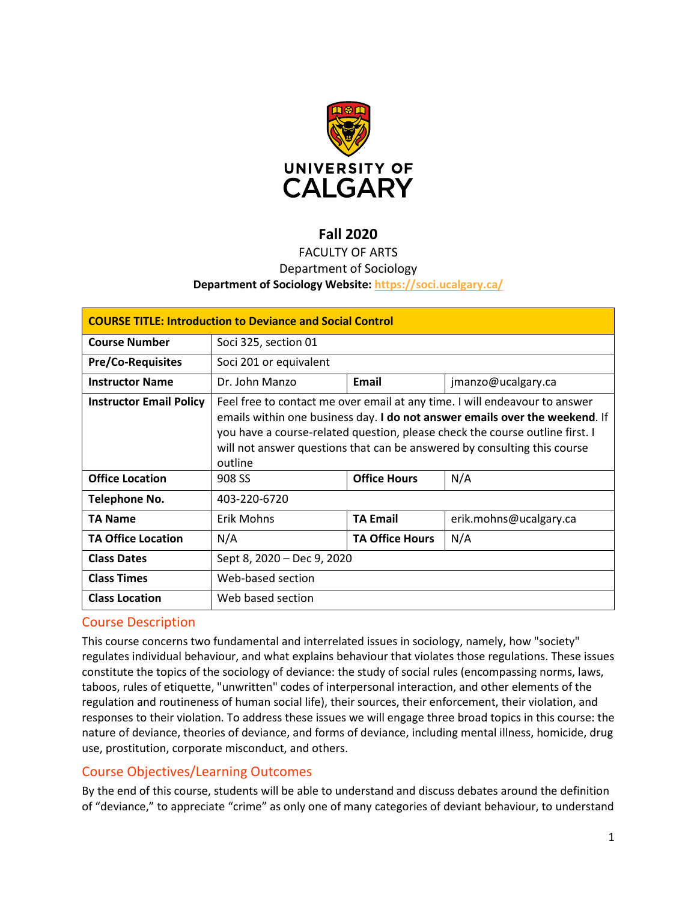**Fall 2020**

FACULTY OF ARTS

Department of Sociology

**Department of Sociology Website: https://soci.ucalgary.ca/**

| **COURSE TITLE: Introduction to Deviance and Social Control** | | | |
|---|---|---|---|
| **Course Number** | Soci 325, section 01 | | |
| **Pre/Co-Requisites** | Soci 201 or equivalent | | |
| **Instructor Name** | Dr. John Manzo | **Email** | jmanzo@ucalgary.ca |
| **Instructor Email Policy** | Feel free to contact me over email at any time. I will endeavour to answer emails within one business day. **I do not answer emails over the weekend**. If you have a course-related question, please check the course outline first. I will not answer questions that can be answered by consulting this course outline | | |
| **Office Location** | 908 SS | **Office Hours** | N/A |
| **Telephone No.** | 403-220-6720 | | |
| **TA Name** | Erik Mohns | **TA Email** | erik.mohns@ucalgary.ca |
| **TA Office Location** | N/A | **TA Office Hours** | N/A |
| **Class Dates** | Sept 8, 2020 – Dec 9, 2020 | | |
| **Class Times** | Web-based section | | |
| **Class Location** | Web based section | | |

## Course Description

This course concerns two fundamental and interrelated issues in sociology, namely, how "society" regulates individual behaviour, and what explains behaviour that violates those regulations. These issues constitute the topics of the sociology of deviance: the study of social rules (encompassing norms, laws, taboos, rules of etiquette, "unwritten" codes of interpersonal interaction, and other elements of the regulation and routineness of human social life), their sources, their enforcement, their violation, and responses to their violation. To address these issues we will engage three broad topics in this course: the nature of deviance, theories of deviance, and forms of deviance, including mental illness, homicide, drug use, prostitution, corporate misconduct, and others.

## Course Objectives/Learning Outcomes

By the end of this course, students will be able to understand and discuss debates around the definition of "deviance," to appreciate "crime" as only one of many categories of deviant behaviour, to understand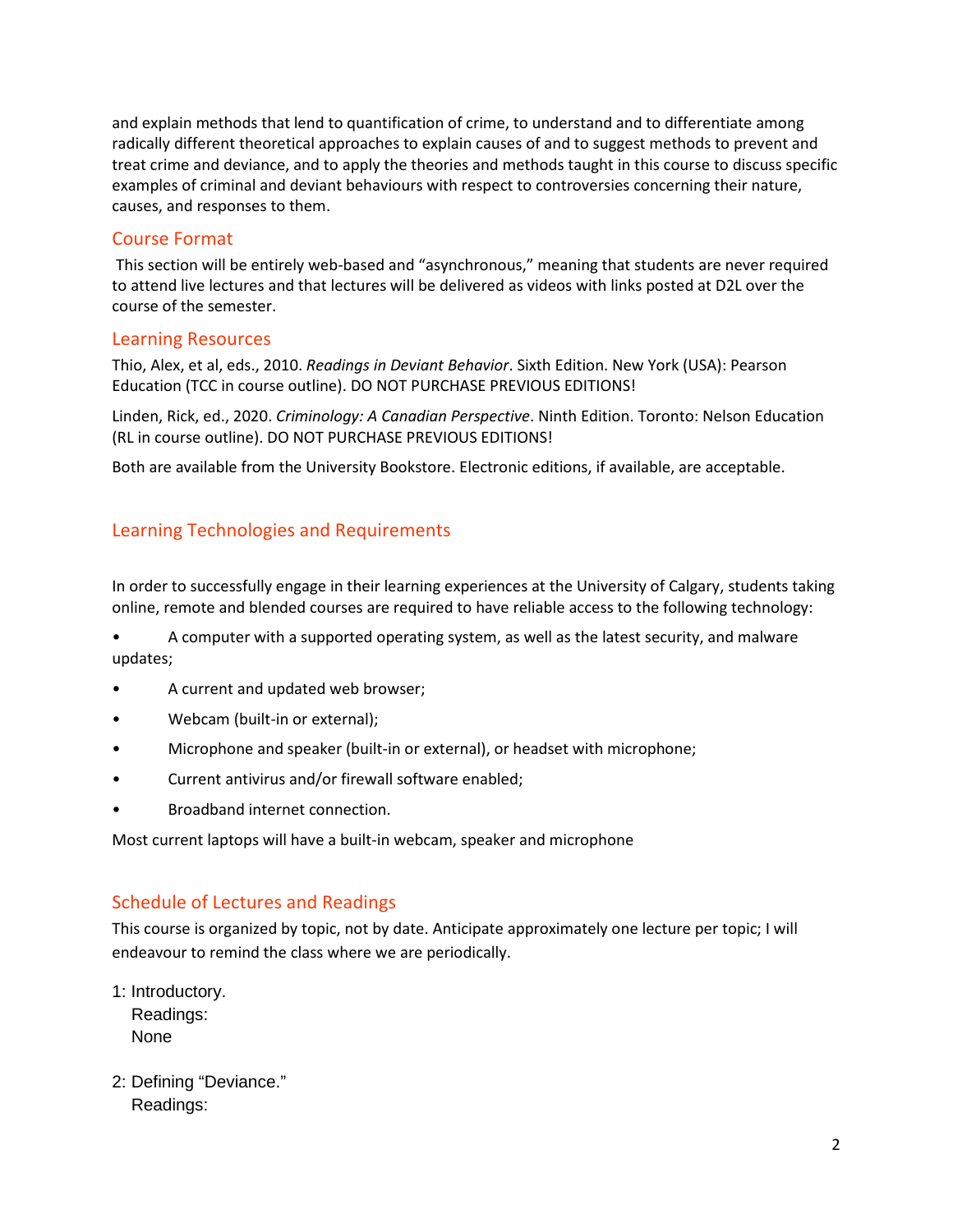and explain methods that lend to quantification of crime, to understand and to differentiate among radically different theoretical approaches to explain causes of and to suggest methods to prevent and treat crime and deviance, and to apply the theories and methods taught in this course to discuss specific examples of criminal and deviant behaviours with respect to controversies concerning their nature, causes, and responses to them.

## Course Format

This section will be entirely web-based and "asynchronous," meaning that students are never required to attend live lectures and that lectures will be delivered as videos with links posted at D2L over the course of the semester.

## Learning Resources

Thio, Alex, et al, eds., 2010. *Readings in Deviant Behavior*. Sixth Edition. New York (USA): Pearson Education (TCC in course outline). DO NOT PURCHASE PREVIOUS EDITIONS!

Linden, Rick, ed., 2020. *Criminology: A Canadian Perspective*. Ninth Edition. Toronto: Nelson Education (RL in course outline). DO NOT PURCHASE PREVIOUS EDITIONS!

Both are available from the University Bookstore. Electronic editions, if available, are acceptable.

## Learning Technologies and Requirements

In order to successfully engage in their learning experiences at the University of Calgary, students taking online, remote and blended courses are required to have reliable access to the following technology:

- A computer with a supported operating system, as well as the latest security, and malware updates;
- A current and updated web browser;
- Webcam (built-in or external);
- Microphone and speaker (built-in or external), or headset with microphone;
- Current antivirus and/or firewall software enabled;
- Broadband internet connection.

Most current laptops will have a built-in webcam, speaker and microphone

## Schedule of Lectures and Readings

This course is organized by topic, not by date. Anticipate approximately one lecture per topic; I will endeavour to remind the class where we are periodically.

1: Introductory.
   Readings:
   None

2: Defining "Deviance."
   Readings: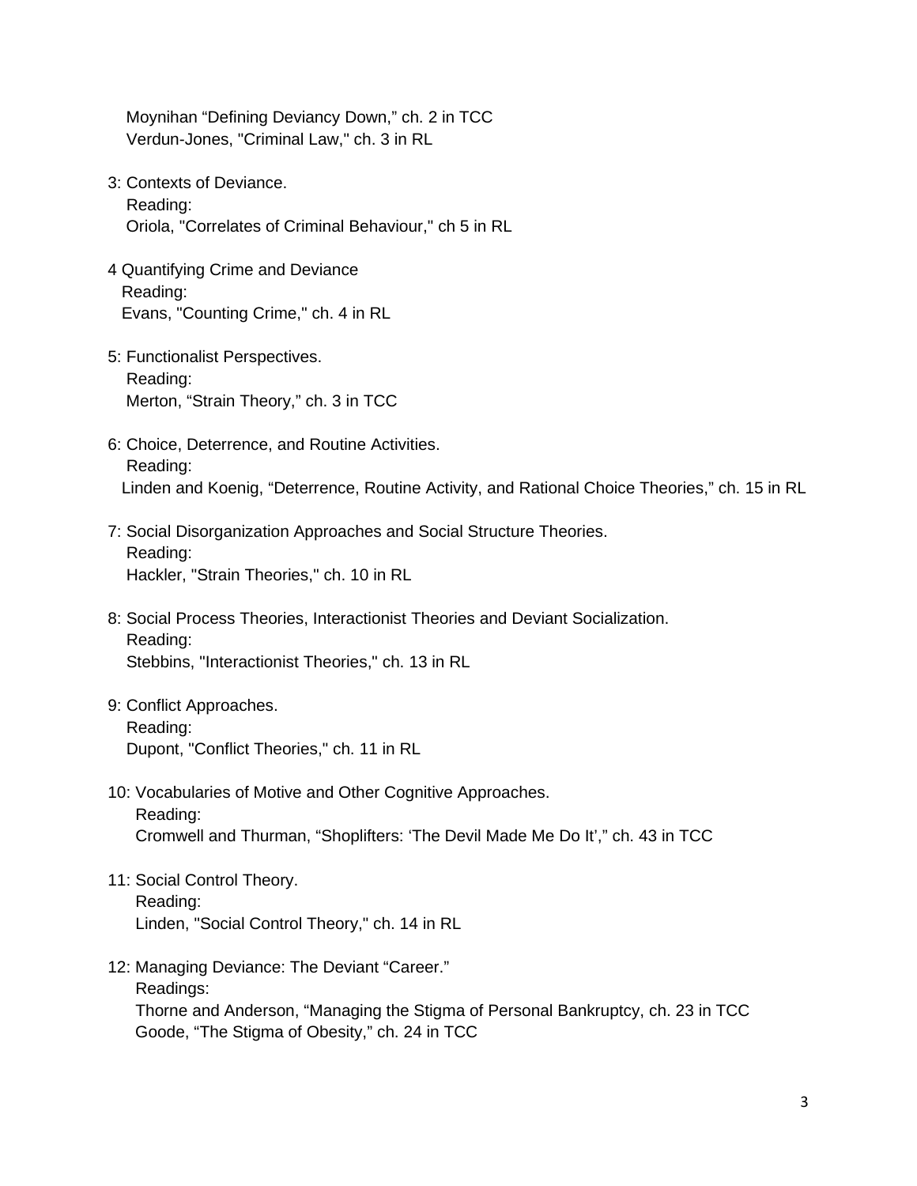Moynihan "Defining Deviancy Down," ch. 2 in TCC
Verdun-Jones, "Criminal Law," ch. 3 in RL

3: Contexts of Deviance.
Reading:
Oriola, "Correlates of Criminal Behaviour," ch 5 in RL

4 Quantifying Crime and Deviance
Reading:
Evans, "Counting Crime," ch. 4 in RL

5: Functionalist Perspectives.
Reading:
Merton, "Strain Theory," ch. 3 in TCC

6: Choice, Deterrence, and Routine Activities.
Reading:
Linden and Koenig, "Deterrence, Routine Activity, and Rational Choice Theories," ch. 15 in RL

7: Social Disorganization Approaches and Social Structure Theories.
Reading:
Hackler, "Strain Theories," ch. 10 in RL

8: Social Process Theories, Interactionist Theories and Deviant Socialization.
Reading:
Stebbins, "Interactionist Theories," ch. 13 in RL

9: Conflict Approaches.
Reading:
Dupont, "Conflict Theories," ch. 11 in RL

10: Vocabularies of Motive and Other Cognitive Approaches.
Reading:
Cromwell and Thurman, "Shoplifters: 'The Devil Made Me Do It'," ch. 43 in TCC

11: Social Control Theory.
Reading:
Linden, "Social Control Theory," ch. 14 in RL

12: Managing Deviance: The Deviant "Career."
Readings:
Thorne and Anderson, "Managing the Stigma of Personal Bankruptcy, ch. 23 in TCC
Goode, "The Stigma of Obesity," ch. 24 in TCC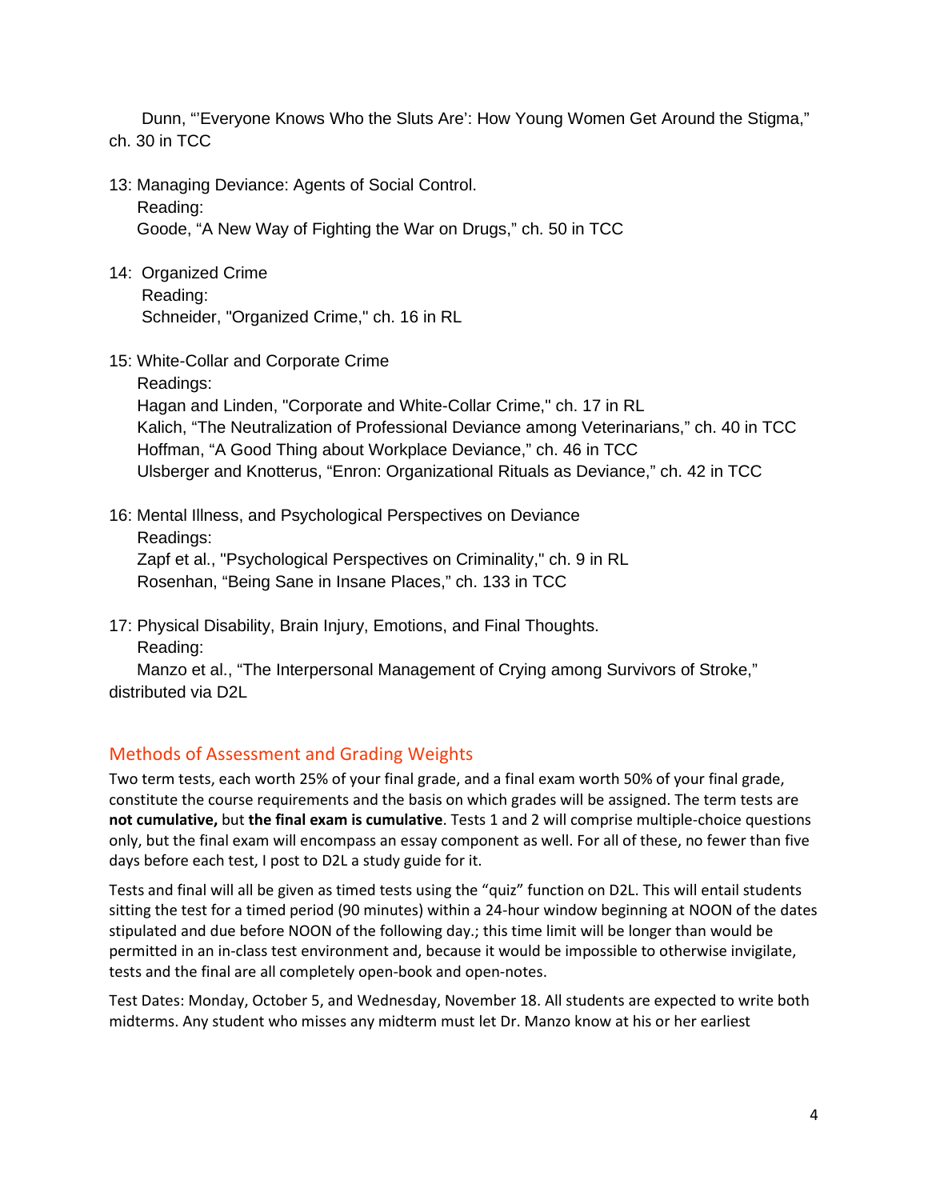Dunn, "'Everyone Knows Who the Sluts Are': How Young Women Get Around the Stigma," ch. 30 in TCC

13: Managing Deviance: Agents of Social Control.
Reading:
Goode, "A New Way of Fighting the War on Drugs," ch. 50 in TCC

14: Organized Crime
Reading:
Schneider, "Organized Crime," ch. 16 in RL

15: White-Collar and Corporate Crime
Readings:
Hagan and Linden, "Corporate and White-Collar Crime," ch. 17 in RL
Kalich, "The Neutralization of Professional Deviance among Veterinarians," ch. 40 in TCC
Hoffman, "A Good Thing about Workplace Deviance," ch. 46 in TCC
Ulsberger and Knotterus, "Enron: Organizational Rituals as Deviance," ch. 42 in TCC

16: Mental Illness, and Psychological Perspectives on Deviance
Readings:
Zapf et al., "Psychological Perspectives on Criminality," ch. 9 in RL
Rosenhan, "Being Sane in Insane Places," ch. 133 in TCC

17: Physical Disability, Brain Injury, Emotions, and Final Thoughts.
Reading:
Manzo et al., "The Interpersonal Management of Crying among Survivors of Stroke," distributed via D2L

## Methods of Assessment and Grading Weights

Two term tests, each worth 25% of your final grade, and a final exam worth 50% of your final grade, constitute the course requirements and the basis on which grades will be assigned. The term tests are **not cumulative,** but **the final exam is cumulative**. Tests 1 and 2 will comprise multiple-choice questions only, but the final exam will encompass an essay component as well. For all of these, no fewer than five days before each test, I post to D2L a study guide for it.

Tests and final will all be given as timed tests using the "quiz" function on D2L. This will entail students sitting the test for a timed period (90 minutes) within a 24-hour window beginning at NOON of the dates stipulated and due before NOON of the following day.; this time limit will be longer than would be permitted in an in-class test environment and, because it would be impossible to otherwise invigilate, tests and the final are all completely open-book and open-notes.

Test Dates: Monday, October 5, and Wednesday, November 18. All students are expected to write both midterms. Any student who misses any midterm must let Dr. Manzo know at his or her earliest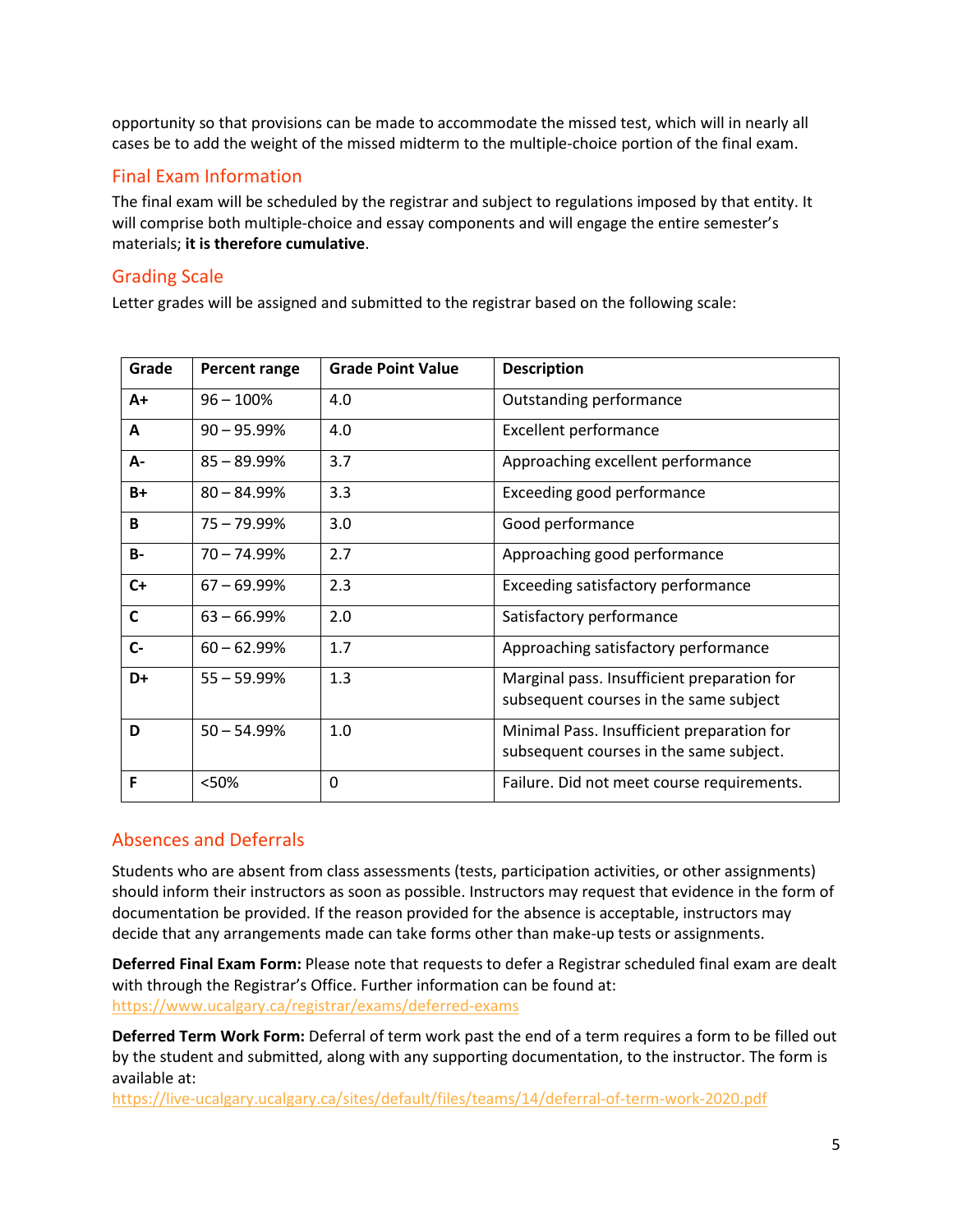opportunity so that provisions can be made to accommodate the missed test, which will in nearly all cases be to add the weight of the missed midterm to the multiple-choice portion of the final exam.

## Final Exam Information

The final exam will be scheduled by the registrar and subject to regulations imposed by that entity. It will comprise both multiple-choice and essay components and will engage the entire semester's materials; **it is therefore cumulative**.

## Grading Scale

Letter grades will be assigned and submitted to the registrar based on the following scale:

| Grade | Percent range | Grade Point Value | Description |
|---|---|---|---|
| **A+** | 96 – 100% | 4.0 | Outstanding performance |
| **A** | 90 – 95.99% | 4.0 | Excellent performance |
| **A-** | 85 – 89.99% | 3.7 | Approaching excellent performance |
| **B+** | 80 – 84.99% | 3.3 | Exceeding good performance |
| **B** | 75 – 79.99% | 3.0 | Good performance |
| **B-** | 70 – 74.99% | 2.7 | Approaching good performance |
| **C+** | 67 – 69.99% | 2.3 | Exceeding satisfactory performance |
| **C** | 63 – 66.99% | 2.0 | Satisfactory performance |
| **C-** | 60 – 62.99% | 1.7 | Approaching satisfactory performance |
| **D+** | 55 – 59.99% | 1.3 | Marginal pass. Insufficient preparation for subsequent courses in the same subject |
| **D** | 50 – 54.99% | 1.0 | Minimal Pass. Insufficient preparation for subsequent courses in the same subject. |
| **F** | <50% | 0 | Failure. Did not meet course requirements. |

## Absences and Deferrals

Students who are absent from class assessments (tests, participation activities, or other assignments) should inform their instructors as soon as possible. Instructors may request that evidence in the form of documentation be provided. If the reason provided for the absence is acceptable, instructors may decide that any arrangements made can take forms other than make-up tests or assignments.

**Deferred Final Exam Form:** Please note that requests to defer a Registrar scheduled final exam are dealt with through the Registrar's Office. Further information can be found at: https://www.ucalgary.ca/registrar/exams/deferred-exams

**Deferred Term Work Form:** Deferral of term work past the end of a term requires a form to be filled out by the student and submitted, along with any supporting documentation, to the instructor. The form is available at: https://live-ucalgary.ucalgary.ca/sites/default/files/teams/14/deferral-of-term-work-2020.pdf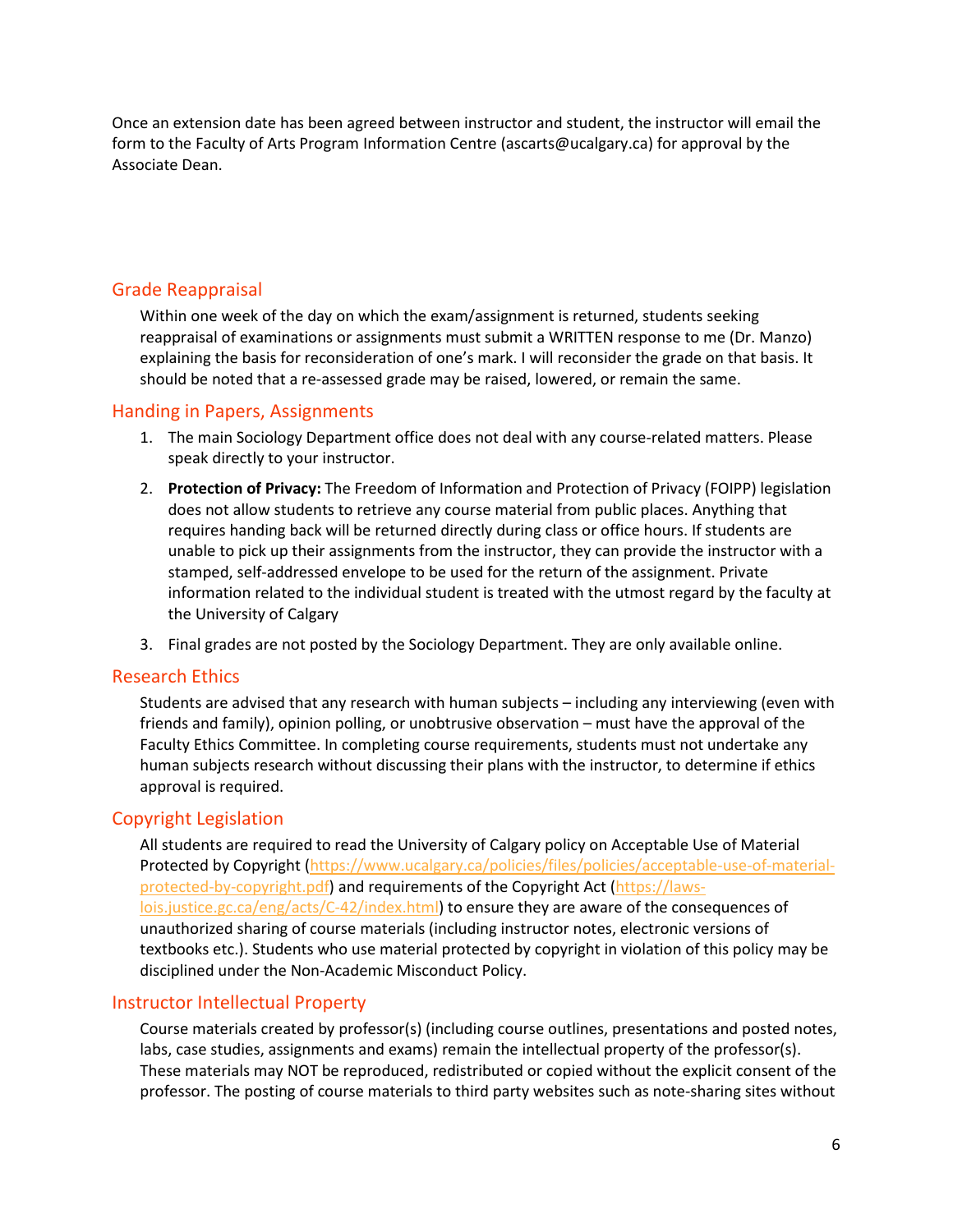Once an extension date has been agreed between instructor and student, the instructor will email the form to the Faculty of Arts Program Information Centre (ascarts@ucalgary.ca) for approval by the Associate Dean.

## Grade Reappraisal

Within one week of the day on which the exam/assignment is returned, students seeking reappraisal of examinations or assignments must submit a WRITTEN response to me (Dr. Manzo) explaining the basis for reconsideration of one's mark. I will reconsider the grade on that basis. It should be noted that a re-assessed grade may be raised, lowered, or remain the same.

## Handing in Papers, Assignments

1. The main Sociology Department office does not deal with any course-related matters. Please speak directly to your instructor.
2. **Protection of Privacy:** The Freedom of Information and Protection of Privacy (FOIPP) legislation does not allow students to retrieve any course material from public places. Anything that requires handing back will be returned directly during class or office hours. If students are unable to pick up their assignments from the instructor, they can provide the instructor with a stamped, self-addressed envelope to be used for the return of the assignment. Private information related to the individual student is treated with the utmost regard by the faculty at the University of Calgary
3. Final grades are not posted by the Sociology Department. They are only available online.

## Research Ethics

Students are advised that any research with human subjects – including any interviewing (even with friends and family), opinion polling, or unobtrusive observation – must have the approval of the Faculty Ethics Committee. In completing course requirements, students must not undertake any human subjects research without discussing their plans with the instructor, to determine if ethics approval is required.

## Copyright Legislation

All students are required to read the University of Calgary policy on Acceptable Use of Material Protected by Copyright (https://www.ucalgary.ca/policies/files/policies/acceptable-use-of-material-protected-by-copyright.pdf) and requirements of the Copyright Act (https://laws-lois.justice.gc.ca/eng/acts/C-42/index.html) to ensure they are aware of the consequences of unauthorized sharing of course materials (including instructor notes, electronic versions of textbooks etc.). Students who use material protected by copyright in violation of this policy may be disciplined under the Non-Academic Misconduct Policy.

## Instructor Intellectual Property

Course materials created by professor(s) (including course outlines, presentations and posted notes, labs, case studies, assignments and exams) remain the intellectual property of the professor(s). These materials may NOT be reproduced, redistributed or copied without the explicit consent of the professor. The posting of course materials to third party websites such as note-sharing sites without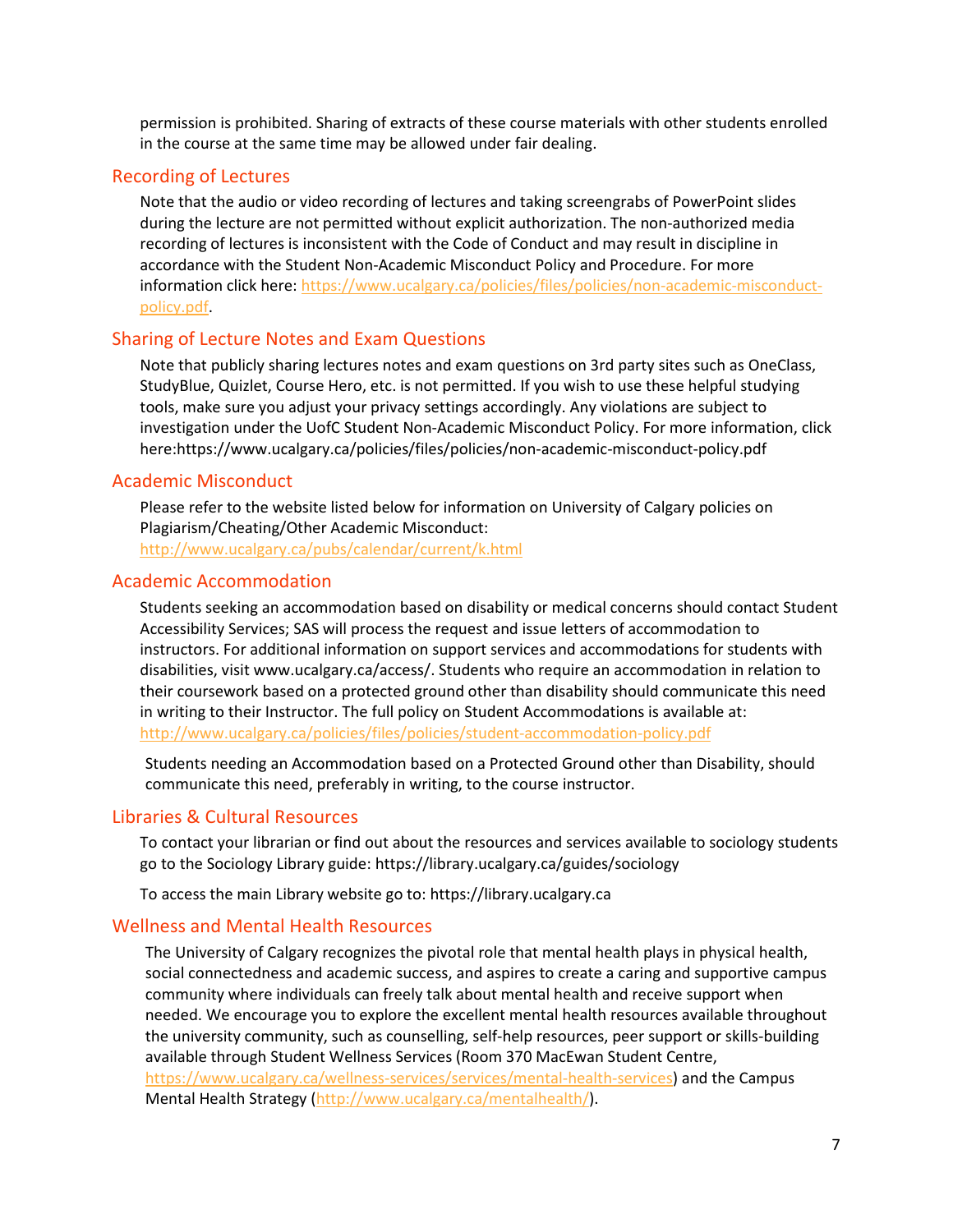permission is prohibited. Sharing of extracts of these course materials with other students enrolled in the course at the same time may be allowed under fair dealing.

## Recording of Lectures

Note that the audio or video recording of lectures and taking screengrabs of PowerPoint slides during the lecture are not permitted without explicit authorization. The non-authorized media recording of lectures is inconsistent with the Code of Conduct and may result in discipline in accordance with the Student Non-Academic Misconduct Policy and Procedure. For more information click here: https://www.ucalgary.ca/policies/files/policies/non-academic-misconduct-policy.pdf.

## Sharing of Lecture Notes and Exam Questions

Note that publicly sharing lectures notes and exam questions on 3rd party sites such as OneClass, StudyBlue, Quizlet, Course Hero, etc. is not permitted. If you wish to use these helpful studying tools, make sure you adjust your privacy settings accordingly. Any violations are subject to investigation under the UofC Student Non-Academic Misconduct Policy. For more information, click here:https://www.ucalgary.ca/policies/files/policies/non-academic-misconduct-policy.pdf

## Academic Misconduct

Please refer to the website listed below for information on University of Calgary policies on Plagiarism/Cheating/Other Academic Misconduct:
http://www.ucalgary.ca/pubs/calendar/current/k.html

## Academic Accommodation

Students seeking an accommodation based on disability or medical concerns should contact Student Accessibility Services; SAS will process the request and issue letters of accommodation to instructors. For additional information on support services and accommodations for students with disabilities, visit www.ucalgary.ca/access/. Students who require an accommodation in relation to their coursework based on a protected ground other than disability should communicate this need in writing to their Instructor. The full policy on Student Accommodations is available at:
http://www.ucalgary.ca/policies/files/policies/student-accommodation-policy.pdf

Students needing an Accommodation based on a Protected Ground other than Disability, should communicate this need, preferably in writing, to the course instructor.

## Libraries & Cultural Resources

To contact your librarian or find out about the resources and services available to sociology students go to the Sociology Library guide: https://library.ucalgary.ca/guides/sociology

To access the main Library website go to: https://library.ucalgary.ca

## Wellness and Mental Health Resources

The University of Calgary recognizes the pivotal role that mental health plays in physical health, social connectedness and academic success, and aspires to create a caring and supportive campus community where individuals can freely talk about mental health and receive support when needed. We encourage you to explore the excellent mental health resources available throughout the university community, such as counselling, self-help resources, peer support or skills-building available through Student Wellness Services (Room 370 MacEwan Student Centre, https://www.ucalgary.ca/wellness-services/services/mental-health-services) and the Campus Mental Health Strategy (http://www.ucalgary.ca/mentalhealth/).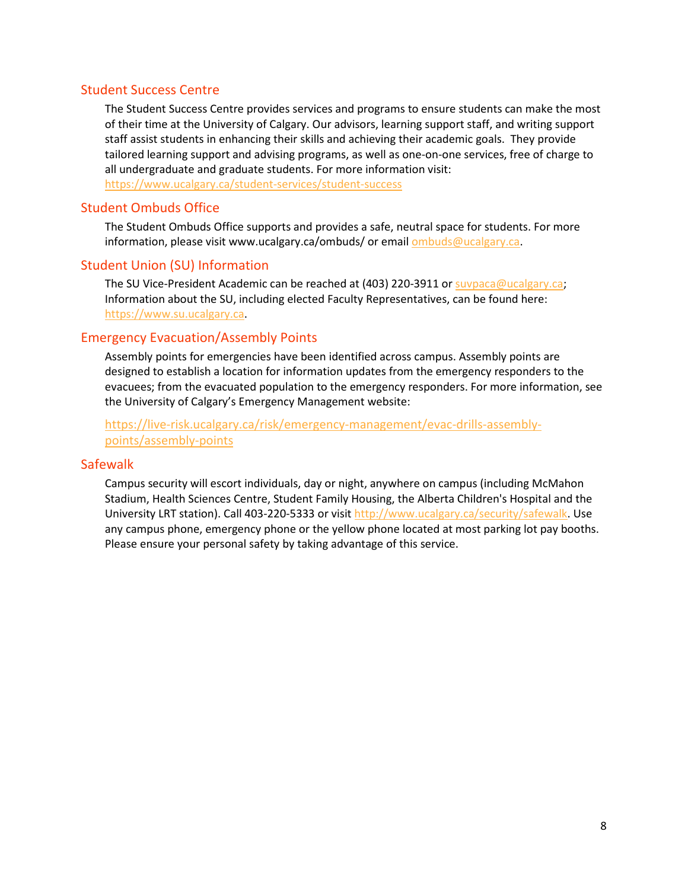## Student Success Centre

The Student Success Centre provides services and programs to ensure students can make the most of their time at the University of Calgary. Our advisors, learning support staff, and writing support staff assist students in enhancing their skills and achieving their academic goals. They provide tailored learning support and advising programs, as well as one-on-one services, free of charge to all undergraduate and graduate students. For more information visit: https://www.ucalgary.ca/student-services/student-success

## Student Ombuds Office

The Student Ombuds Office supports and provides a safe, neutral space for students. For more information, please visit www.ucalgary.ca/ombuds/ or email ombuds@ucalgary.ca.

## Student Union (SU) Information

The SU Vice-President Academic can be reached at (403) 220-3911 or suvpaca@ucalgary.ca; Information about the SU, including elected Faculty Representatives, can be found here: https://www.su.ucalgary.ca.

## Emergency Evacuation/Assembly Points

Assembly points for emergencies have been identified across campus. Assembly points are designed to establish a location for information updates from the emergency responders to the evacuees; from the evacuated population to the emergency responders. For more information, see the University of Calgary's Emergency Management website:

https://live-risk.ucalgary.ca/risk/emergency-management/evac-drills-assembly-points/assembly-points

## Safewalk

Campus security will escort individuals, day or night, anywhere on campus (including McMahon Stadium, Health Sciences Centre, Student Family Housing, the Alberta Children's Hospital and the University LRT station). Call 403-220-5333 or visit http://www.ucalgary.ca/security/safewalk. Use any campus phone, emergency phone or the yellow phone located at most parking lot pay booths. Please ensure your personal safety by taking advantage of this service.